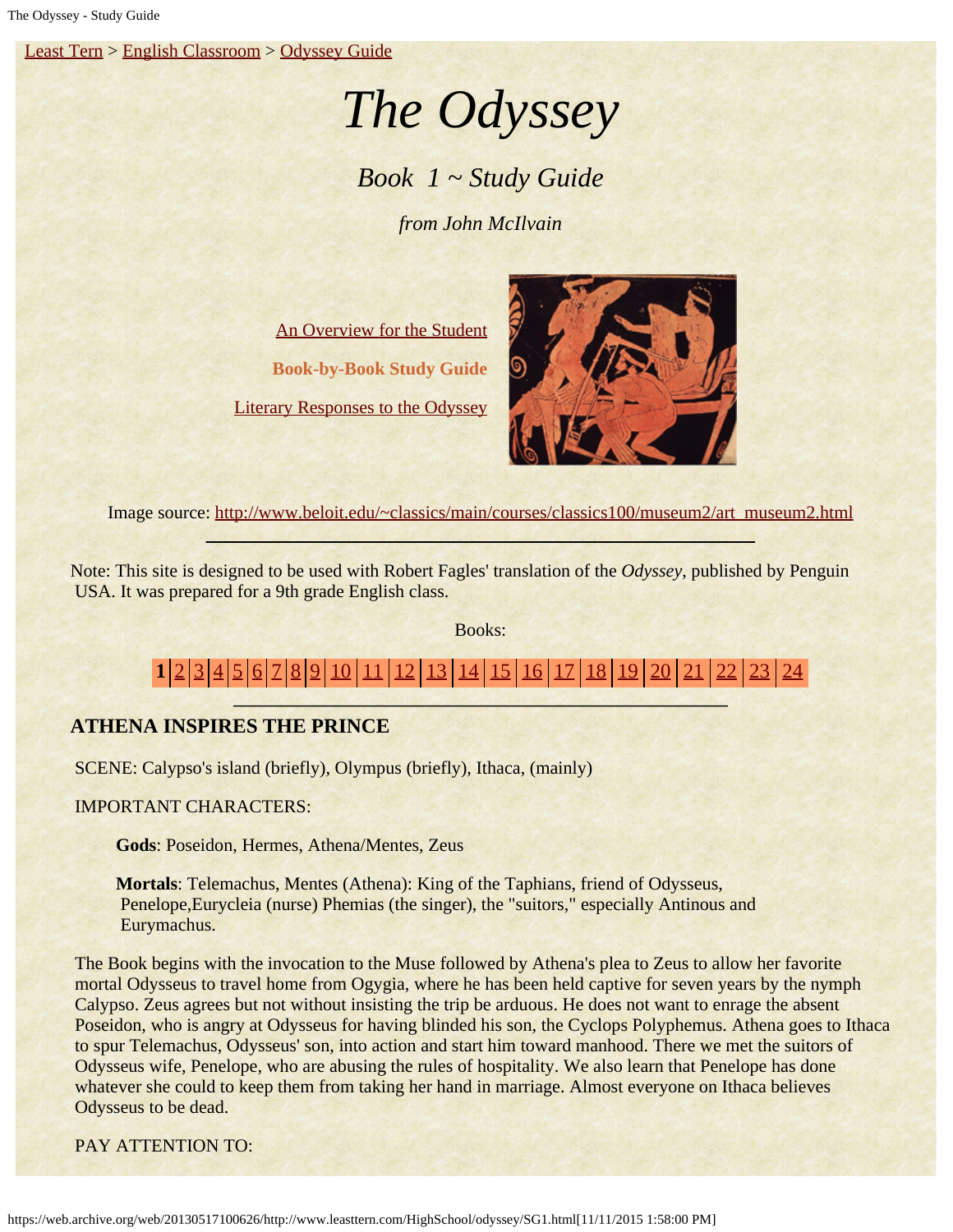Least Tern > English Classroom > Odyssey Guide

# *The Odyssey*

## *Book 1 ~ Study Guide*

*from John McIlvain*

An Overview for the Student

**Book-by-Book Study Guide**

Literary Responses to the Odyssey

Image source: http://www.beloit.edu/~classics/main/courses/classics100/museum2/art_museum2.html

---

Note: This site is designed to be used with Robert Fagles' translation of the *Odyssey*, published by Penguin USA. It was prepared for a 9th grade English class.

Books:

**1** | 2 | 3 | 4 | 5 | 6 | 7 | 8 | 9 | 10 | 11 | 12 | 13 | 14 | 15 | 16 | 17 | 18 | 19 | 20 | 21 | 22 | 23 | 24

---

### ATHENA INSPIRES THE PRINCE

SCENE: Calypso's island (briefly), Olympus (briefly), Ithaca, (mainly)

IMPORTANT CHARACTERS:

**Gods**: Poseidon, Hermes, Athena/Mentes, Zeus

**Mortals**: Telemachus, Mentes (Athena): King of the Taphians, friend of Odysseus, Penelope,Eurycleia (nurse) Phemias (the singer), the "suitors," especially Antinous and Eurymachus.

The Book begins with the invocation to the Muse followed by Athena's plea to Zeus to allow her favorite mortal Odysseus to travel home from Ogygia, where he has been held captive for seven years by the nymph Calypso. Zeus agrees but not without insisting the trip be arduous. He does not want to enrage the absent Poseidon, who is angry at Odysseus for having blinded his son, the Cyclops Polyphemus. Athena goes to Ithaca to spur Telemachus, Odysseus' son, into action and start him toward manhood. There we met the suitors of Odysseus wife, Penelope, who are abusing the rules of hospitality. We also learn that Penelope has done whatever she could to keep them from taking her hand in marriage. Almost everyone on Ithaca believes Odysseus to be dead.

PAY ATTENTION TO: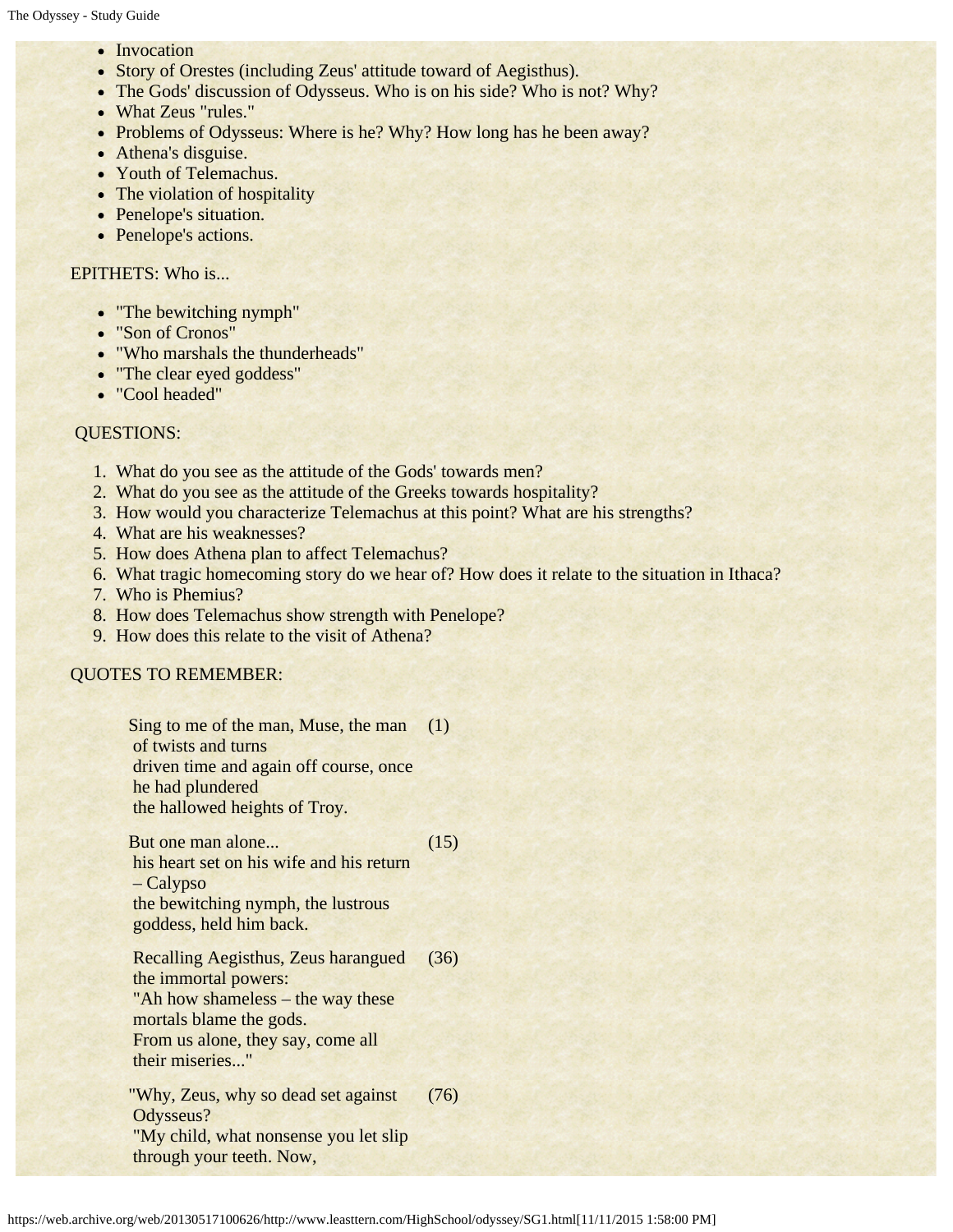- Invocation
- Story of Orestes (including Zeus' attitude toward of Aegisthus).
- The Gods' discussion of Odysseus. Who is on his side? Who is not? Why?
- What Zeus "rules."
- Problems of Odysseus: Where is he? Why? How long has he been away?
- Athena's disguise.
- Youth of Telemachus.
- The violation of hospitality
- Penelope's situation.
- Penelope's actions.

EPITHETS: Who is...

- "The bewitching nymph"
- "Son of Cronos"
- "Who marshals the thunderheads"
- "The clear eyed goddess"
- "Cool headed"

QUESTIONS:

1. What do you see as the attitude of the Gods' towards men?
2. What do you see as the attitude of the Greeks towards hospitality?
3. How would you characterize Telemachus at this point? What are his strengths?
4. What are his weaknesses?
5. How does Athena plan to affect Telemachus?
6. What tragic homecoming story do we hear of? How does it relate to the situation in Ithaca?
7. Who is Phemius?
8. How does Telemachus show strength with Penelope?
9. How does this relate to the visit of Athena?

QUOTES TO REMEMBER:

| | |
|---|---|
| Sing to me of the man, Muse, the man of twists and turns<br>driven time and again off course, once he had plundered<br>the hallowed heights of Troy. | (1) |
| But one man alone...<br>his heart set on his wife and his return – Calypso<br>the bewitching nymph, the lustrous goddess, held him back. | (15) |
| Recalling Aegisthus, Zeus harangued the immortal powers:<br>"Ah how shameless – the way these mortals blame the gods.<br>From us alone, they say, come all their miseries..." | (36) |
| "Why, Zeus, why so dead set against Odysseus?<br>"My child, what nonsense you let slip through your teeth. Now, | (76) |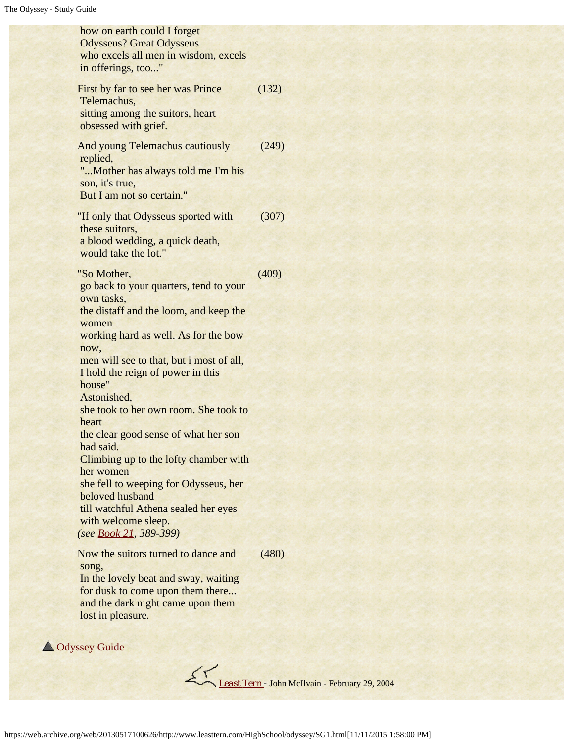how on earth could I forget
Odysseus? Great Odysseus
who excels all men in wisdom, excels
in offerings, too..."

First by far to see her was Prince Telemachus, (132)
sitting among the suitors, heart
obsessed with grief.

And young Telemachus cautiously replied, (249)
"...Mother has always told me I'm his son, it's true,
But I am not so certain."

"If only that Odysseus sported with these suitors, (307)
a blood wedding, a quick death,
would take the lot."

"So Mother, (409)
go back to your quarters, tend to your own tasks,
the distaff and the loom, and keep the women
working hard as well. As for the bow now,
men will see to that, but i most of all,
I hold the reign of power in this house"
Astonished,
she took to her own room. She took to heart
the clear good sense of what her son had said.
Climbing up to the lofty chamber with her women
she fell to weeping for Odysseus, her beloved husband
till watchful Athena sealed her eyes with welcome sleep.
*(see Book 21, 389-399)*

Now the suitors turned to dance and song, (480)
In the lovely beat and sway, waiting for dusk to come upon them there...
and the dark night came upon them lost in pleasure.

Odyssey Guide

Least Tern - John McIlvain - February 29, 2004